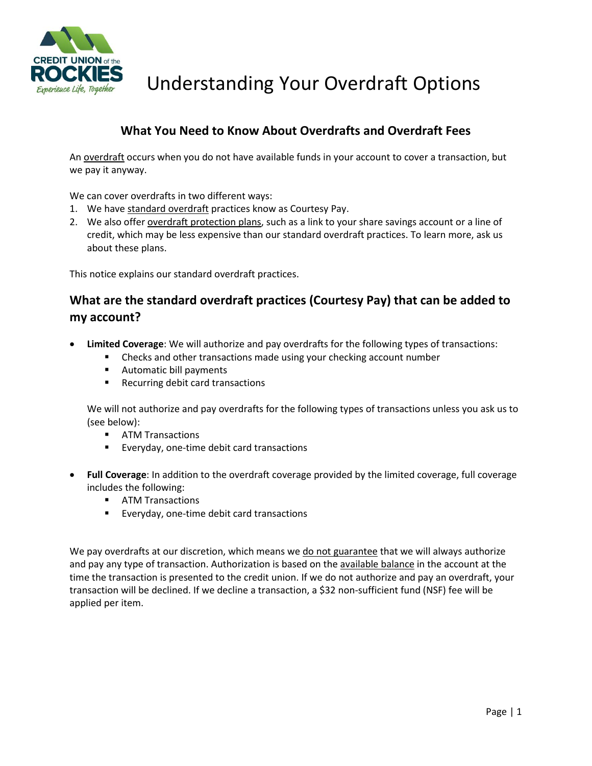# Understanding Your Overdraft Options

## What You Need to Know About Overdrafts and Overdraft Fees

An overdraft occurs when you do not have available funds in your account to cover a transaction, but we pay it anyway.

We can cover overdrafts in two different ways:

1. We have standard overdraft practices know as Courtesy Pay.
2. We also offer overdraft protection plans, such as a link to your share savings account or a line of credit, which may be less expensive than our standard overdraft practices. To learn more, ask us about these plans.

This notice explains our standard overdraft practices.

## What are the standard overdraft practices (Courtesy Pay) that can be added to my account?

- **Limited Coverage**: We will authorize and pay overdrafts for the following types of transactions:
  - Checks and other transactions made using your checking account number
  - Automatic bill payments
  - Recurring debit card transactions

  We will not authorize and pay overdrafts for the following types of transactions unless you ask us to (see below):
  - ATM Transactions
  - Everyday, one-time debit card transactions

- **Full Coverage**: In addition to the overdraft coverage provided by the limited coverage, full coverage includes the following:
  - ATM Transactions
  - Everyday, one-time debit card transactions

We pay overdrafts at our discretion, which means we do not guarantee that we will always authorize and pay any type of transaction. Authorization is based on the available balance in the account at the time the transaction is presented to the credit union. If we do not authorize and pay an overdraft, your transaction will be declined. If we decline a transaction, a $32 non-sufficient fund (NSF) fee will be applied per item.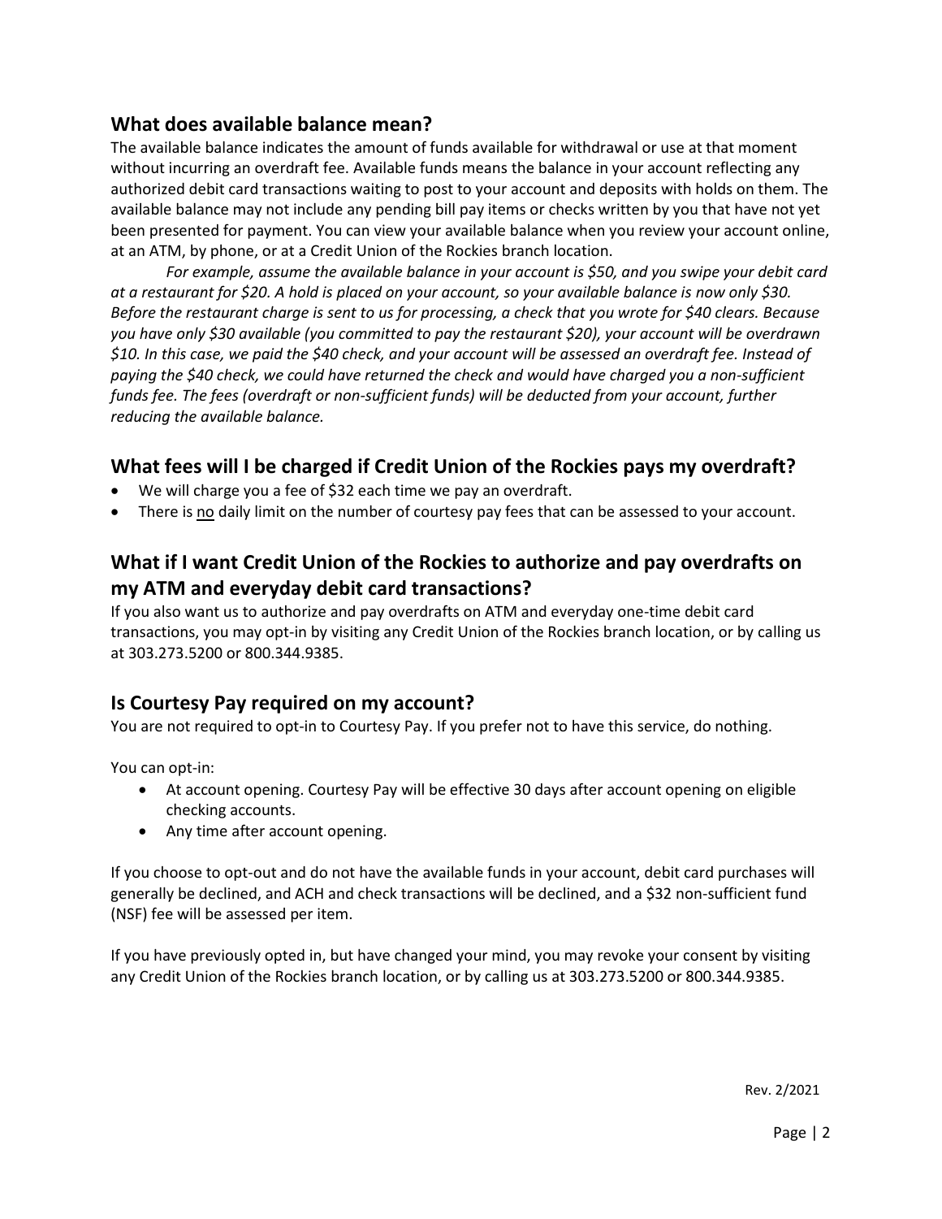## What does available balance mean?

The available balance indicates the amount of funds available for withdrawal or use at that moment without incurring an overdraft fee. Available funds means the balance in your account reflecting any authorized debit card transactions waiting to post to your account and deposits with holds on them. The available balance may not include any pending bill pay items or checks written by you that have not yet been presented for payment. You can view your available balance when you review your account online, at an ATM, by phone, or at a Credit Union of the Rockies branch location.

*For example, assume the available balance in your account is $50, and you swipe your debit card at a restaurant for $20. A hold is placed on your account, so your available balance is now only $30. Before the restaurant charge is sent to us for processing, a check that you wrote for $40 clears. Because you have only $30 available (you committed to pay the restaurant $20), your account will be overdrawn $10. In this case, we paid the $40 check, and your account will be assessed an overdraft fee. Instead of paying the $40 check, we could have returned the check and would have charged you a non-sufficient funds fee. The fees (overdraft or non-sufficient funds) will be deducted from your account, further reducing the available balance.*

## What fees will I be charged if Credit Union of the Rockies pays my overdraft?

- We will charge you a fee of $32 each time we pay an overdraft.
- There is no daily limit on the number of courtesy pay fees that can be assessed to your account.

## What if I want Credit Union of the Rockies to authorize and pay overdrafts on my ATM and everyday debit card transactions?

If you also want us to authorize and pay overdrafts on ATM and everyday one-time debit card transactions, you may opt-in by visiting any Credit Union of the Rockies branch location, or by calling us at 303.273.5200 or 800.344.9385.

## Is Courtesy Pay required on my account?

You are not required to opt-in to Courtesy Pay. If you prefer not to have this service, do nothing.

You can opt-in:

- At account opening. Courtesy Pay will be effective 30 days after account opening on eligible checking accounts.
- Any time after account opening.

If you choose to opt-out and do not have the available funds in your account, debit card purchases will generally be declined, and ACH and check transactions will be declined, and a $32 non-sufficient fund (NSF) fee will be assessed per item.

If you have previously opted in, but have changed your mind, you may revoke your consent by visiting any Credit Union of the Rockies branch location, or by calling us at 303.273.5200 or 800.344.9385.

Rev. 2/2021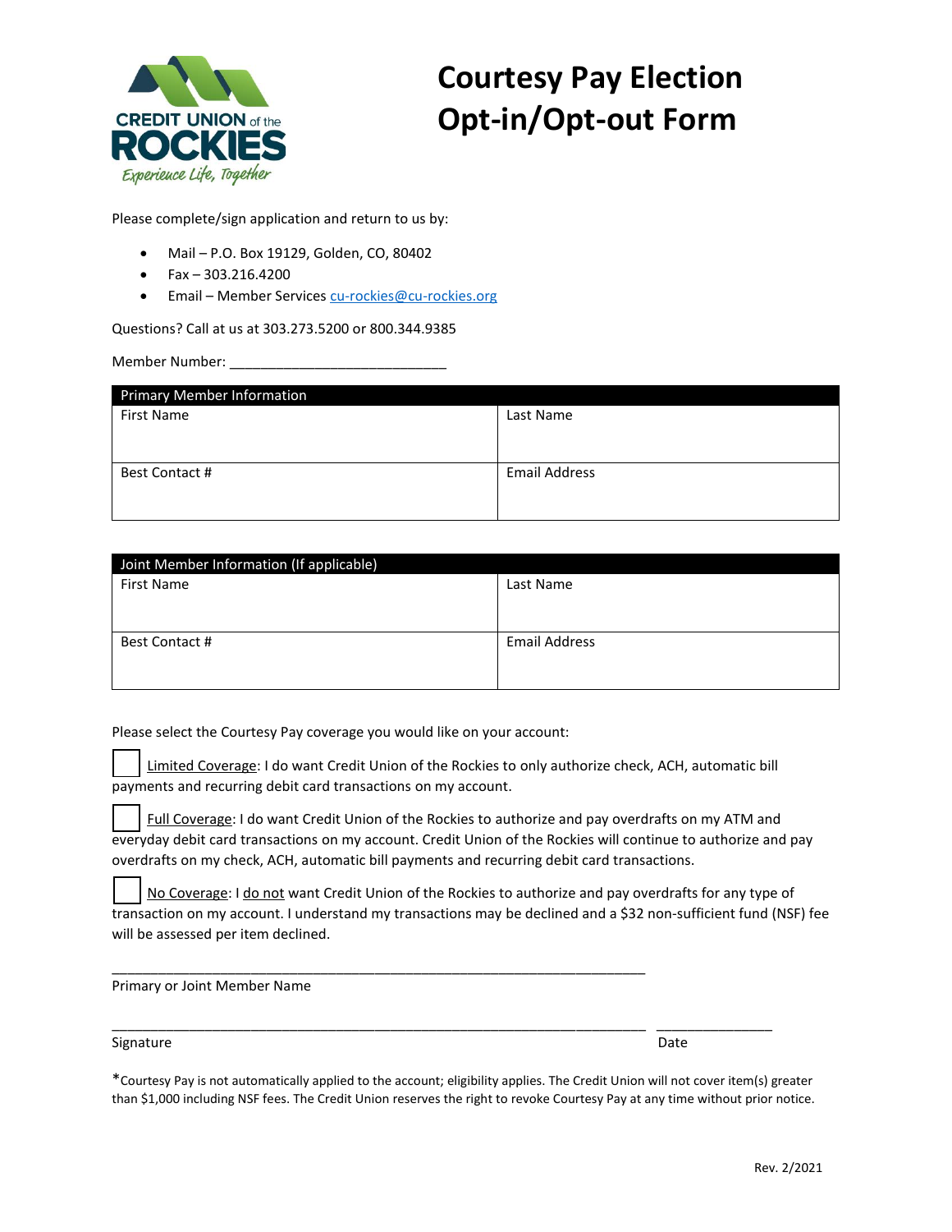# Courtesy Pay Election Opt-in/Opt-out Form

Please complete/sign application and return to us by:

- Mail – P.O. Box 19129, Golden, CO, 80402
- Fax – 303.216.4200
- Email – Member Services cu-rockies@cu-rockies.org

Questions? Call at us at 303.273.5200 or 800.344.9385

Member Number: ____________________________

| Primary Member Information | |
|---|---|
| First Name | Last Name |
| Best Contact # | Email Address |

| Joint Member Information (If applicable) | |
|---|---|
| First Name | Last Name |
| Best Contact # | Email Address |

Please select the Courtesy Pay coverage you would like on your account:

☐ Limited Coverage: I do want Credit Union of the Rockies to only authorize check, ACH, automatic bill payments and recurring debit card transactions on my account.

☐ Full Coverage: I do want Credit Union of the Rockies to authorize and pay overdrafts on my ATM and everyday debit card transactions on my account. Credit Union of the Rockies will continue to authorize and pay overdrafts on my check, ACH, automatic bill payments and recurring debit card transactions.

☐ No Coverage: I do not want Credit Union of the Rockies to authorize and pay overdrafts for any type of transaction on my account. I understand my transactions may be declined and a $32 non-sufficient fund (NSF) fee will be assessed per item declined.

______________________________________________________________________

Primary or Joint Member Name

______________________________________________________________________ _______________

Signature Date

*Courtesy Pay is not automatically applied to the account; eligibility applies. The Credit Union will not cover item(s) greater than $1,000 including NSF fees. The Credit Union reserves the right to revoke Courtesy Pay at any time without prior notice.

Rev. 2/2021